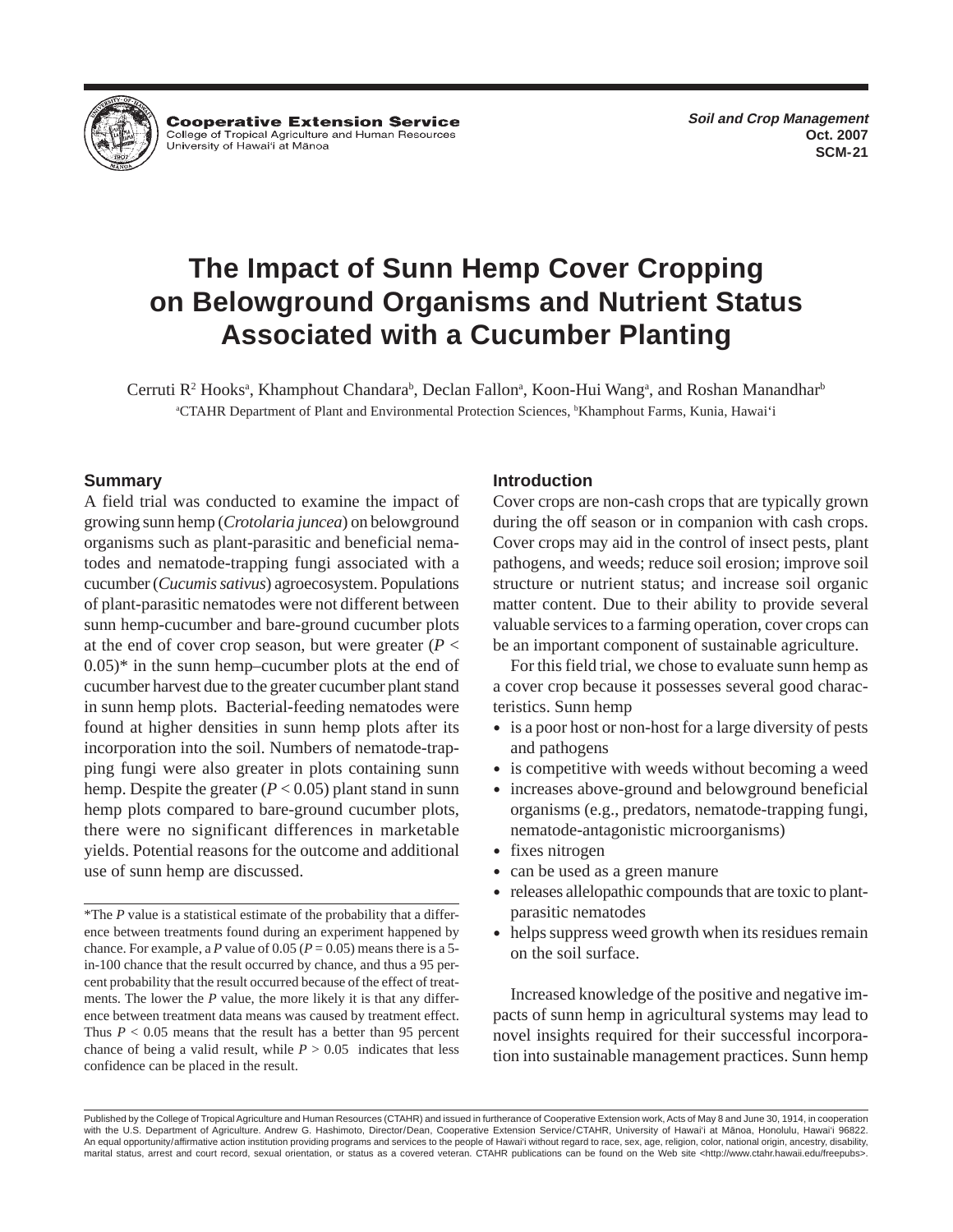Cooperative Extension Service
College of Tropical Agriculture and Human Resources
University of Hawai'i at Mānoa

**Soil and Crop Management**
**Oct. 2007**
**SCM-21**

# The Impact of Sunn Hemp Cover Cropping on Belowground Organisms and Nutrient Status Associated with a Cucumber Planting

Cerruti R[2] Hooks[a], Khamphout Chandara[b], Declan Fallon[a], Koon-Hui Wang[a], and Roshan Manandhar[b]

[a]CTAHR Department of Plant and Environmental Protection Sciences, [b]Khamphout Farms, Kunia, Hawai'i

## Summary

A field trial was conducted to examine the impact of growing sunn hemp (*Crotolaria juncea*) on belowground organisms such as plant-parasitic and beneficial nematodes and nematode-trapping fungi associated with a cucumber (*Cucumis sativus*) agroecosystem. Populations of plant-parasitic nematodes were not different between sunn hemp-cucumber and bare-ground cucumber plots at the end of cover crop season, but were greater ($P < 0.05$)* in the sunn hemp–cucumber plots at the end of cucumber harvest due to the greater cucumber plant stand in sunn hemp plots. Bacterial-feeding nematodes were found at higher densities in sunn hemp plots after its incorporation into the soil. Numbers of nematode-trapping fungi were also greater in plots containing sunn hemp. Despite the greater ($P < 0.05$) plant stand in sunn hemp plots compared to bare-ground cucumber plots, there were no significant differences in marketable yields. Potential reasons for the outcome and additional use of sunn hemp are discussed.

*The $P$ value is a statistical estimate of the probability that a difference between treatments found during an experiment happened by chance. For example, a $P$ value of 0.05 ($P = 0.05$) means there is a 5-in-100 chance that the result occurred by chance, and thus a 95 percent probability that the result occurred because of the effect of treatments. The lower the $P$ value, the more likely it is that any difference between treatment data means was caused by treatment effect. Thus $P < 0.05$ means that the result has a better than 95 percent chance of being a valid result, while $P > 0.05$ indicates that less confidence can be placed in the result.

## Introduction

Cover crops are non-cash crops that are typically grown during the off season or in companion with cash crops. Cover crops may aid in the control of insect pests, plant pathogens, and weeds; reduce soil erosion; improve soil structure or nutrient status; and increase soil organic matter content. Due to their ability to provide several valuable services to a farming operation, cover crops can be an important component of sustainable agriculture.

For this field trial, we chose to evaluate sunn hemp as a cover crop because it possesses several good characteristics. Sunn hemp

- is a poor host or non-host for a large diversity of pests and pathogens
- is competitive with weeds without becoming a weed
- increases above-ground and belowground beneficial organisms (e.g., predators, nematode-trapping fungi, nematode-antagonistic microorganisms)
- fixes nitrogen
- can be used as a green manure
- releases allelopathic compounds that are toxic to plant-parasitic nematodes
- helps suppress weed growth when its residues remain on the soil surface.

Increased knowledge of the positive and negative impacts of sunn hemp in agricultural systems may lead to novel insights required for their successful incorporation into sustainable management practices. Sunn hemp

Published by the College of Tropical Agriculture and Human Resources (CTAHR) and issued in furtherance of Cooperative Extension work, Acts of May 8 and June 30, 1914, in cooperation with the U.S. Department of Agriculture. Andrew G. Hashimoto, Director/Dean, Cooperative Extension Service/CTAHR, University of Hawai'i at Mānoa, Honolulu, Hawai'i 96822. An equal opportunity/affirmative action institution providing programs and services to the people of Hawai'i without regard to race, sex, age, religion, color, national origin, ancestry, disability, marital status, arrest and court record, sexual orientation, or status as a covered veteran. CTAHR publications can be found on the Web site <http://www.ctahr.hawaii.edu/freepubs>.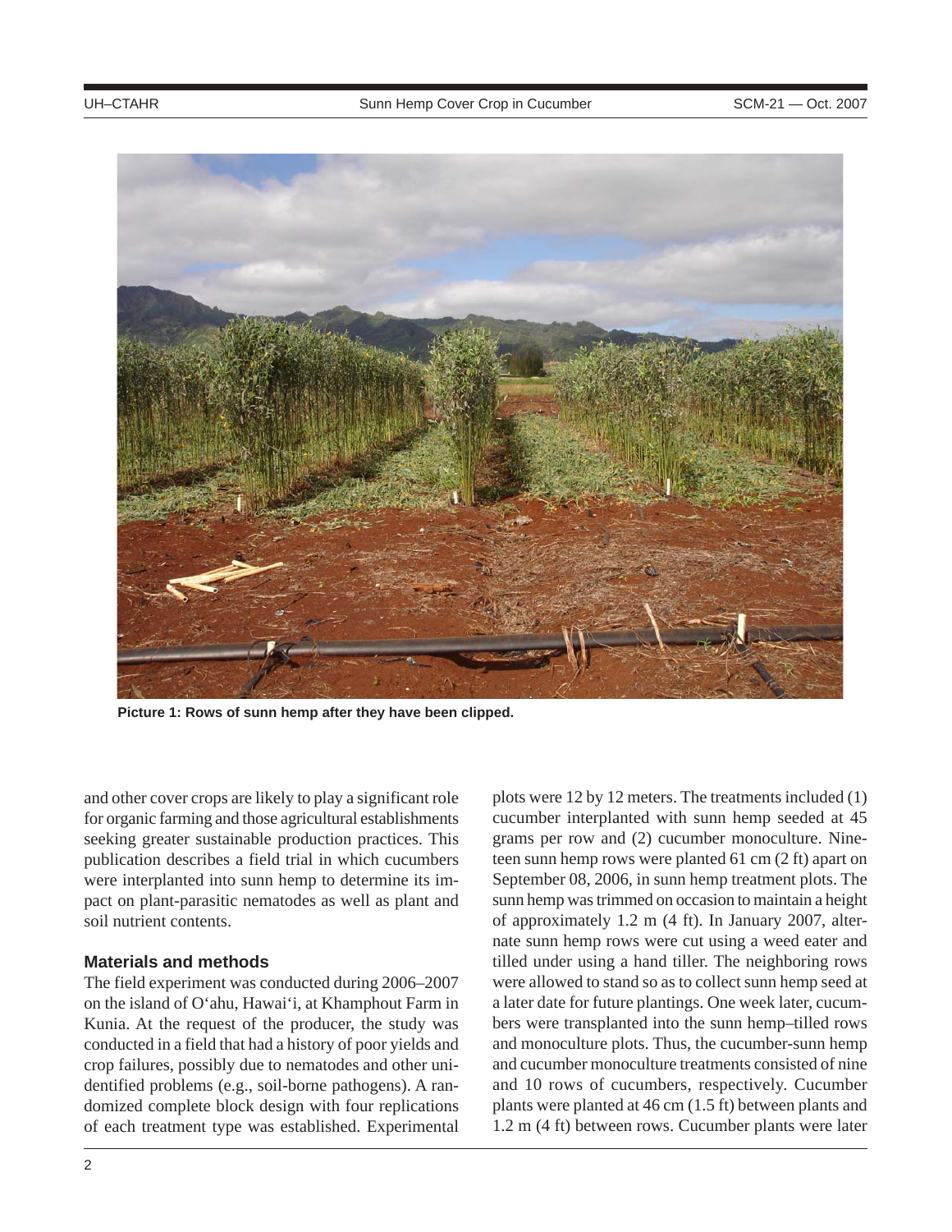Picture 1: Rows of sunn hemp after they have been clipped.

and other cover crops are likely to play a significant role for organic farming and those agricultural establishments seeking greater sustainable production practices. This publication describes a field trial in which cucumbers were interplanted into sunn hemp to determine its impact on plant-parasitic nematodes as well as plant and soil nutrient contents.

### Materials and methods

The field experiment was conducted during 2006–2007 on the island of O'ahu, Hawai'i, at Khamphout Farm in Kunia. At the request of the producer, the study was conducted in a field that had a history of poor yields and crop failures, possibly due to nematodes and other unidentified problems (e.g., soil-borne pathogens). A randomized complete block design with four replications of each treatment type was established. Experimental plots were 12 by 12 meters. The treatments included (1) cucumber interplanted with sunn hemp seeded at 45 grams per row and (2) cucumber monoculture. Nineteen sunn hemp rows were planted 61 cm (2 ft) apart on September 08, 2006, in sunn hemp treatment plots. The sunn hemp was trimmed on occasion to maintain a height of approximately 1.2 m (4 ft). In January 2007, alternate sunn hemp rows were cut using a weed eater and tilled under using a hand tiller. The neighboring rows were allowed to stand so as to collect sunn hemp seed at a later date for future plantings. One week later, cucumbers were transplanted into the sunn hemp–tilled rows and monoculture plots. Thus, the cucumber-sunn hemp and cucumber monoculture treatments consisted of nine and 10 rows of cucumbers, respectively. Cucumber plants were planted at 46 cm (1.5 ft) between plants and 1.2 m (4 ft) between rows. Cucumber plants were later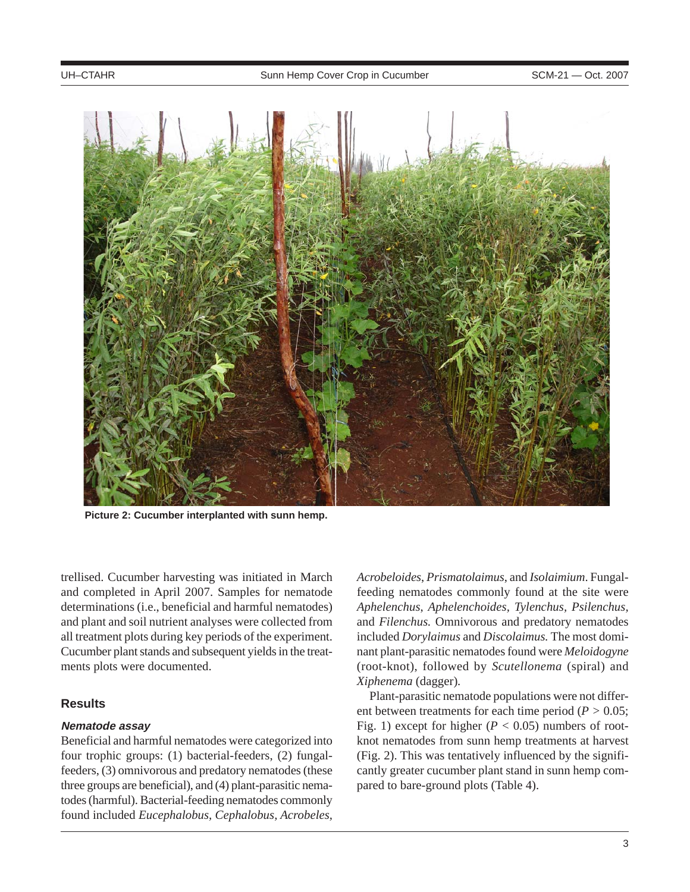Picture 2: Cucumber interplanted with sunn hemp.

trellised. Cucumber harvesting was initiated in March and completed in April 2007. Samples for nematode determinations (i.e., beneficial and harmful nematodes) and plant and soil nutrient analyses were collected from all treatment plots during key periods of the experiment. Cucumber plant stands and subsequent yields in the treatments plots were documented.

## Results

### *Nematode assay*

Beneficial and harmful nematodes were categorized into four trophic groups: (1) bacterial-feeders, (2) fungal-feeders, (3) omnivorous and predatory nematodes (these three groups are beneficial), and (4) plant-parasitic nematodes (harmful). Bacterial-feeding nematodes commonly found included *Eucephalobus*, *Cephalobus*, *Acrobeles*, *Acrobeloides*, *Prismatolaimus*, and *Isolaimium*. Fungal-feeding nematodes commonly found at the site were *Aphelenchus*, *Aphelenchoides*, *Tylenchus*, *Psilenchus*, and *Filenchus.* Omnivorous and predatory nematodes included *Dorylaimus* and *Discolaimus.* The most dominant plant-parasitic nematodes found were *Meloidogyne* (root-knot), followed by *Scutellonema* (spiral) and *Xiphenema* (dagger).

Plant-parasitic nematode populations were not different between treatments for each time period ($P > 0.05$; Fig. 1) except for higher ($P < 0.05$) numbers of root-knot nematodes from sunn hemp treatments at harvest (Fig. 2). This was tentatively influenced by the significantly greater cucumber plant stand in sunn hemp compared to bare-ground plots (Table 4).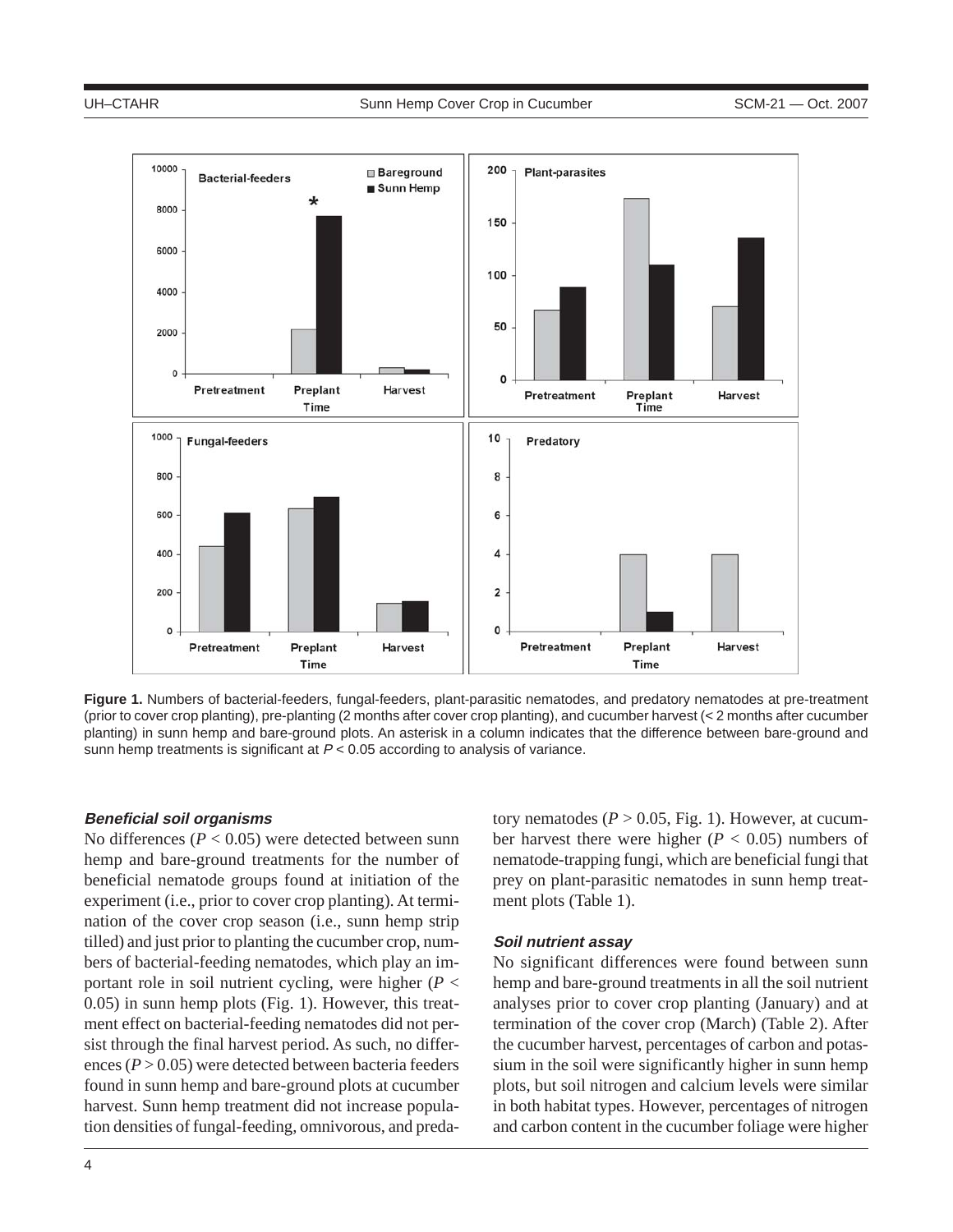**Figure 1.** Numbers of bacterial-feeders, fungal-feeders, plant-parasitic nematodes, and predatory nematodes at pre-treatment (prior to cover crop planting), pre-planting (2 months after cover crop planting), and cucumber harvest (< 2 months after cucumber planting) in sunn hemp and bare-ground plots. An asterisk in a column indicates that the difference between bare-ground and sunn hemp treatments is significant at $P < 0.05$ according to analysis of variance.

### *Beneficial soil organisms*

No differences ($P < 0.05$) were detected between sunn hemp and bare-ground treatments for the number of beneficial nematode groups found at initiation of the experiment (i.e., prior to cover crop planting). At termination of the cover crop season (i.e., sunn hemp strip tilled) and just prior to planting the cucumber crop, numbers of bacterial-feeding nematodes, which play an important role in soil nutrient cycling, were higher ($P < 0.05$) in sunn hemp plots (Fig. 1). However, this treatment effect on bacterial-feeding nematodes did not persist through the final harvest period. As such, no differences ($P > 0.05$) were detected between bacteria feeders found in sunn hemp and bare-ground plots at cucumber harvest. Sunn hemp treatment did not increase population densities of fungal-feeding, omnivorous, and predatory nematodes ($P > 0.05$, Fig. 1). However, at cucumber harvest there were higher ($P < 0.05$) numbers of nematode-trapping fungi, which are beneficial fungi that prey on plant-parasitic nematodes in sunn hemp treatment plots (Table 1).

### *Soil nutrient assay*

No significant differences were found between sunn hemp and bare-ground treatments in all the soil nutrient analyses prior to cover crop planting (January) and at termination of the cover crop (March) (Table 2). After the cucumber harvest, percentages of carbon and potassium in the soil were significantly higher in sunn hemp plots, but soil nitrogen and calcium levels were similar in both habitat types. However, percentages of nitrogen and carbon content in the cucumber foliage were higher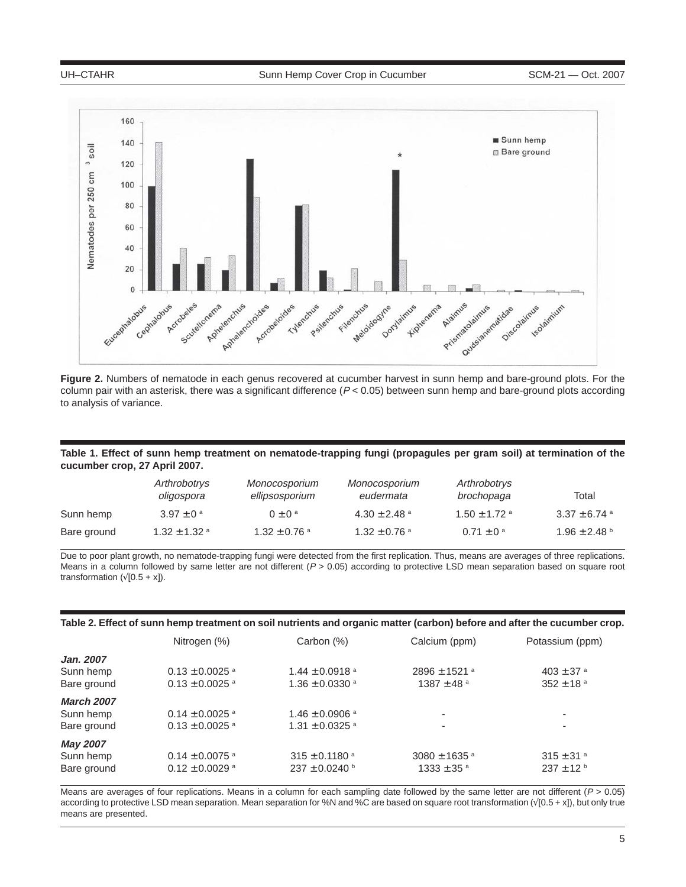**Figure 2.** Numbers of nematode in each genus recovered at cucumber harvest in sunn hemp and bare-ground plots. For the column pair with an asterisk, there was a significant difference ($P < 0.05$) between sunn hemp and bare-ground plots according to analysis of variance.

**Table 1. Effect of sunn hemp treatment on nematode-trapping fungi (propagules per gram soil) at termination of the cucumber crop, 27 April 2007.**

| | *Arthrobotrys oligospora* | *Monocosporium ellipsosporium* | *Monocosporium eudermata* | *Arthrobotrys brochopaga* | Total |
|---|---|---|---|---|---|
| Sunn hemp | 3.97 ± 0 [a] | 0 ± 0 [a] | 4.30 ± 2.48 [a] | 1.50 ± 1.72 [a] | 3.37 ± 6.74 [a] |
| Bare ground | 1.32 ± 1.32 [a] | 1.32 ± 0.76 [a] | 1.32 ± 0.76 [a] | 0.71 ± 0 [a] | 1.96 ± 2.48 [b] |

Due to poor plant growth, no nematode-trapping fungi were detected from the first replication. Thus, means are averages of three replications. Means in a column followed by same letter are not different ($P > 0.05$) according to protective LSD mean separation based on square root transformation ($\sqrt{[0.5 + x]}$).

**Table 2. Effect of sunn hemp treatment on soil nutrients and organic matter (carbon) before and after the cucumber crop.**

| | Nitrogen (%) | Carbon (%) | Calcium (ppm) | Potassium (ppm) |
|---|---|---|---|---|
| ***Jan. 2007*** | | | | |
| Sunn hemp | 0.13 ± 0.0025 [a] | 1.44 ± 0.0918 [a] | 2896 ± 1521 [a] | 403 ± 37 [a] |
| Bare ground | 0.13 ± 0.0025 [a] | 1.36 ± 0.0330 [a] | 1387 ± 48 [a] | 352 ± 18 [a] |
| ***March 2007*** | | | | |
| Sunn hemp | 0.14 ± 0.0025 [a] | 1.46 ± 0.0906 [a] | - | - |
| Bare ground | 0.13 ± 0.0025 [a] | 1.31 ± 0.0325 [a] | - | - |
| ***May 2007*** | | | | |
| Sunn hemp | 0.14 ± 0.0075 [a] | 315 ± 0.1180 [a] | 3080 ± 1635 [a] | 315 ± 31 [a] |
| Bare ground | 0.12 ± 0.0029 [a] | 237 ± 0.0240 [b] | 1333 ± 35 [a] | 237 ± 12 [b] |

Means are averages of four replications. Means in a column for each sampling date followed by the same letter are not different ($P > 0.05$) according to protective LSD mean separation. Mean separation for %N and %C are based on square root transformation ($\sqrt{[0.5 + x]}$), but only true means are presented.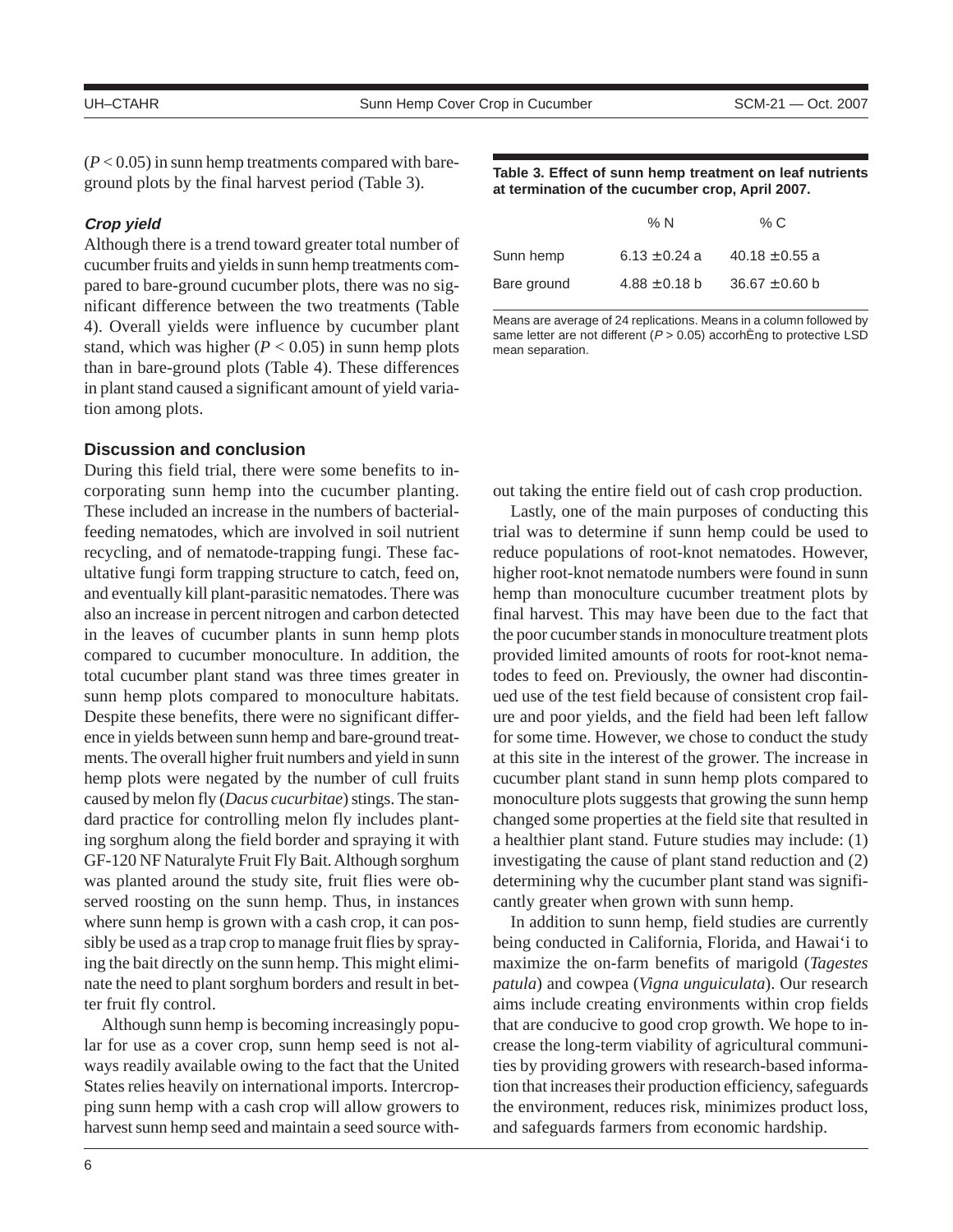($P < 0.05$) in sunn hemp treatments compared with bare-ground plots by the final harvest period (Table 3).

***Crop yield***

Although there is a trend toward greater total number of cucumber fruits and yields in sunn hemp treatments compared to bare-ground cucumber plots, there was no significant difference between the two treatments (Table 4). Overall yields were influence by cucumber plant stand, which was higher ($P < 0.05$) in sunn hemp plots than in bare-ground plots (Table 4). These differences in plant stand caused a significant amount of yield variation among plots.

**Table 3. Effect of sunn hemp treatment on leaf nutrients at termination of the cucumber crop, April 2007.**

| | % N | % C |
|---|---|---|
| Sunn hemp | 6.13 ±0.24 a | 40.18 ±0.55 a |
| Bare ground | 4.88 ±0.18 b | 36.67 ±0.60 b |

Means are average of 24 replications. Means in a column followed by same letter are not different ($P > 0.05$) accorhÈng to protective LSD mean separation.

## Discussion and conclusion

During this field trial, there were some benefits to incorporating sunn hemp into the cucumber planting. These included an increase in the numbers of bacterial-feeding nematodes, which are involved in soil nutrient recycling, and of nematode-trapping fungi. These facultative fungi form trapping structure to catch, feed on, and eventually kill plant-parasitic nematodes. There was also an increase in percent nitrogen and carbon detected in the leaves of cucumber plants in sunn hemp plots compared to cucumber monoculture. In addition, the total cucumber plant stand was three times greater in sunn hemp plots compared to monoculture habitats. Despite these benefits, there were no significant difference in yields between sunn hemp and bare-ground treatments. The overall higher fruit numbers and yield in sunn hemp plots were negated by the number of cull fruits caused by melon fly (*Dacus cucurbitae*) stings. The standard practice for controlling melon fly includes planting sorghum along the field border and spraying it with GF-120 NF Naturalyte Fruit Fly Bait. Although sorghum was planted around the study site, fruit flies were observed roosting on the sunn hemp. Thus, in instances where sunn hemp is grown with a cash crop, it can possibly be used as a trap crop to manage fruit flies by spraying the bait directly on the sunn hemp. This might eliminate the need to plant sorghum borders and result in better fruit fly control.

Although sunn hemp is becoming increasingly popular for use as a cover crop, sunn hemp seed is not always readily available owing to the fact that the United States relies heavily on international imports. Intercropping sunn hemp with a cash crop will allow growers to harvest sunn hemp seed and maintain a seed source without taking the entire field out of cash crop production.

Lastly, one of the main purposes of conducting this trial was to determine if sunn hemp could be used to reduce populations of root-knot nematodes. However, higher root-knot nematode numbers were found in sunn hemp than monoculture cucumber treatment plots by final harvest. This may have been due to the fact that the poor cucumber stands in monoculture treatment plots provided limited amounts of roots for root-knot nematodes to feed on. Previously, the owner had discontinued use of the test field because of consistent crop failure and poor yields, and the field had been left fallow for some time. However, we chose to conduct the study at this site in the interest of the grower. The increase in cucumber plant stand in sunn hemp plots compared to monoculture plots suggests that growing the sunn hemp changed some properties at the field site that resulted in a healthier plant stand. Future studies may include: (1) investigating the cause of plant stand reduction and (2) determining why the cucumber plant stand was significantly greater when grown with sunn hemp.

In addition to sunn hemp, field studies are currently being conducted in California, Florida, and Hawai'i to maximize the on-farm benefits of marigold (*Tagestes patula*) and cowpea (*Vigna unguiculata*). Our research aims include creating environments within crop fields that are conducive to good crop growth. We hope to increase the long-term viability of agricultural communities by providing growers with research-based information that increases their production efficiency, safeguards the environment, reduces risk, minimizes product loss, and safeguards farmers from economic hardship.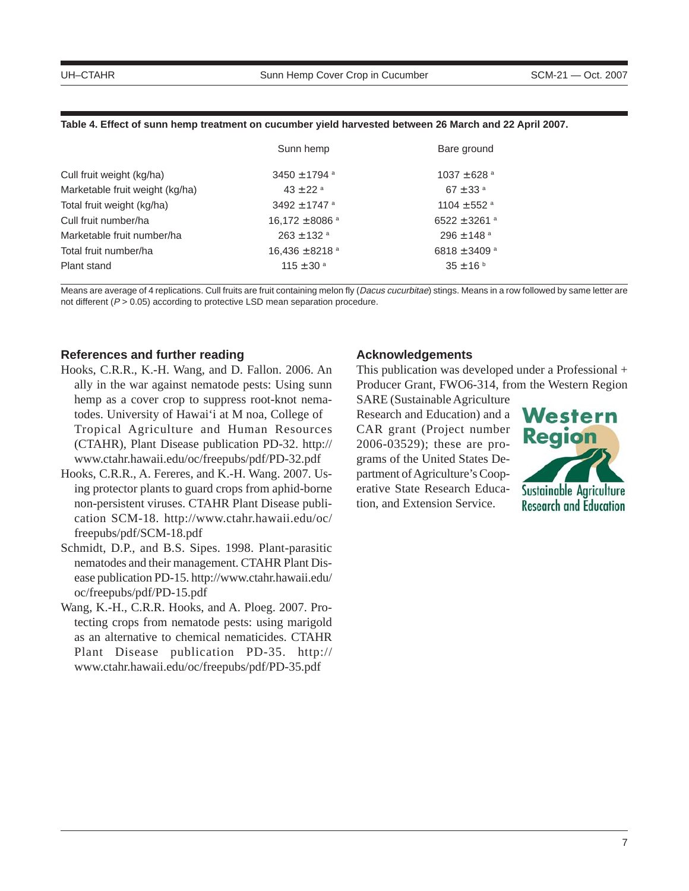**Table 4. Effect of sunn hemp treatment on cucumber yield harvested between 26 March and 22 April 2007.**

| | Sunn hemp | Bare ground |
|---|---|---|
| Cull fruit weight (kg/ha) | 3450 ±1794 [a] | 1037 ±628 [a] |
| Marketable fruit weight (kg/ha) | 43 ±22 [a] | 67 ±33 [a] |
| Total fruit weight (kg/ha) | 3492 ±1747 [a] | 1104 ±552 [a] |
| Cull fruit number/ha | 16,172 ±8086 [a] | 6522 ±3261 [a] |
| Marketable fruit number/ha | 263 ±132 [a] | 296 ±148 [a] |
| Total fruit number/ha | 16,436 ±8218 [a] | 6818 ±3409 [a] |
| Plant stand | 115 ±30 [a] | 35 ±16 [b] |

Means are average of 4 replications. Cull fruits are fruit containing melon fly (*Dacus cucurbitae*) stings. Means in a row followed by same letter are not different ($P > 0.05$) according to protective LSD mean separation procedure.

## References and further reading

Hooks, C.R.R., K.-H. Wang, and D. Fallon. 2006. An ally in the war against nematode pests: Using sunn hemp as a cover crop to suppress root-knot nematodes. University of Hawai'i at M noa, College of Tropical Agriculture and Human Resources (CTAHR), Plant Disease publication PD-32. http://www.ctahr.hawaii.edu/oc/freepubs/pdf/PD-32.pdf

Hooks, C.R.R., A. Fereres, and K.-H. Wang. 2007. Using protector plants to guard crops from aphid-borne non-persistent viruses. CTAHR Plant Disease publication SCM-18. http://www.ctahr.hawaii.edu/oc/freepubs/pdf/SCM-18.pdf

Schmidt, D.P., and B.S. Sipes. 1998. Plant-parasitic nematodes and their management. CTAHR Plant Disease publication PD-15. http://www.ctahr.hawaii.edu/oc/freepubs/pdf/PD-15.pdf

Wang, K.-H., C.R.R. Hooks, and A. Ploeg. 2007. Protecting crops from nematode pests: using marigold as an alternative to chemical nematicides. CTAHR Plant Disease publication PD-35. http://www.ctahr.hawaii.edu/oc/freepubs/pdf/PD-35.pdf

## Acknowledgements

This publication was developed under a Professional + Producer Grant, FWO6-314, from the Western Region SARE (Sustainable Agriculture Research and Education) and a CAR grant (Project number 2006-03529); these are programs of the United States Department of Agriculture's Cooperative State Research Education, and Extension Service.

Western Region
Sustainable Agriculture Research and Education